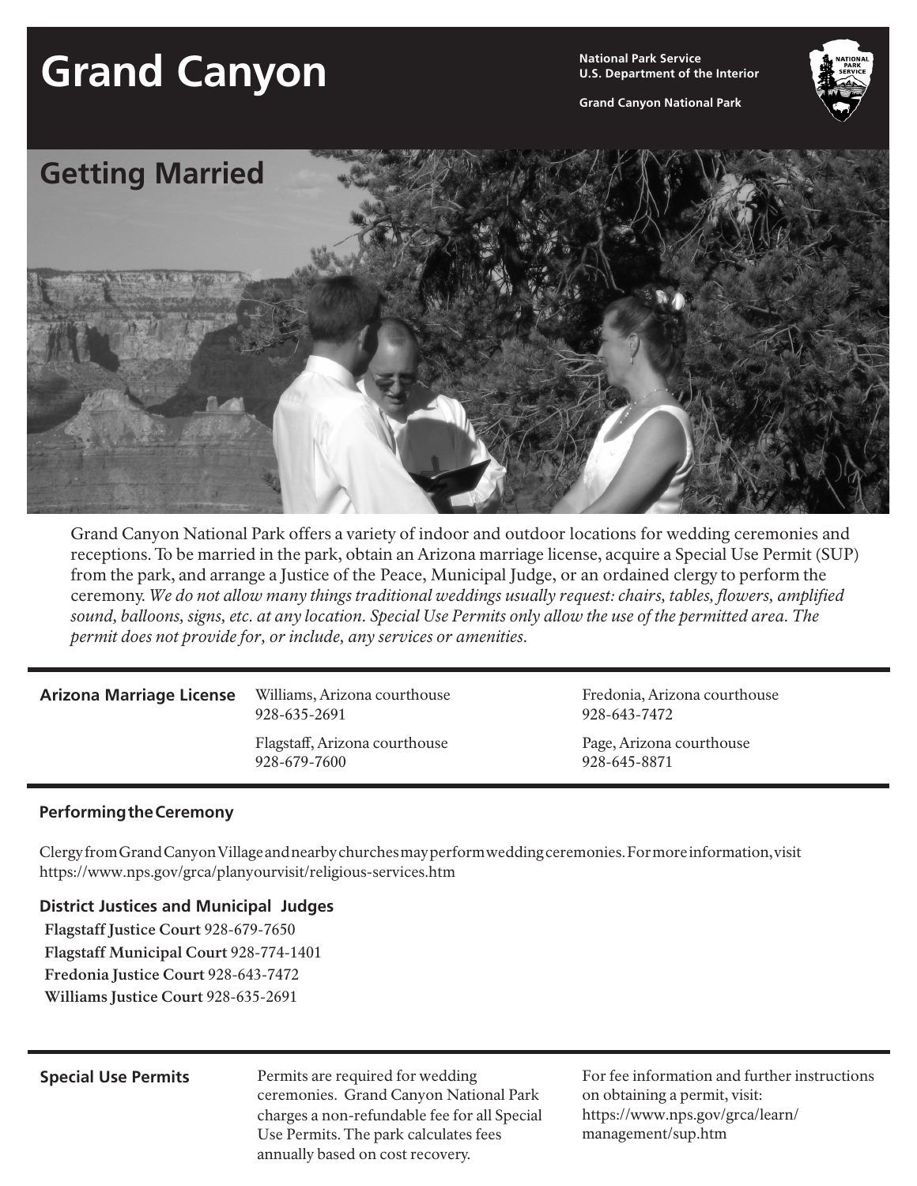# Grand Canyon

National Park Service
U.S. Department of the Interior

Grand Canyon National Park

## Getting Married

Grand Canyon National Park offers a variety of indoor and outdoor locations for wedding ceremonies and receptions. To be married in the park, obtain an Arizona marriage license, acquire a Special Use Permit (SUP) from the park, and arrange a Justice of the Peace, Municipal Judge, or an ordained clergy to perform the ceremony. *We do not allow many things traditional weddings usually request: chairs, tables, flowers, amplified sound, balloons, signs, etc. at any location. Special Use Permits only allow the use of the permitted area. The permit does not provide for, or include, any services or amenities.*

### Arizona Marriage License

Williams, Arizona courthouse
928-635-2691

Flagstaff, Arizona courthouse
928-679-7600

Fredonia, Arizona courthouse
928-643-7472

Page, Arizona courthouse
928-645-8871

### Performing the Ceremony

Clergy from Grand Canyon Village and nearby churches may perform wedding ceremonies. For more information, visit https://www.nps.gov/grca/planyourvisit/religious-services.htm

### District Justices and Municipal Judges

**Flagstaff Justice Court** 928-679-7650
**Flagstaff Municipal Court** 928-774-1401
**Fredonia Justice Court** 928-643-7472
**Williams Justice Court** 928-635-2691

### Special Use Permits

Permits are required for wedding ceremonies. Grand Canyon National Park charges a non-refundable fee for all Special Use Permits. The park calculates fees annually based on cost recovery.

For fee information and further instructions on obtaining a permit, visit: https://www.nps.gov/grca/learn/management/sup.htm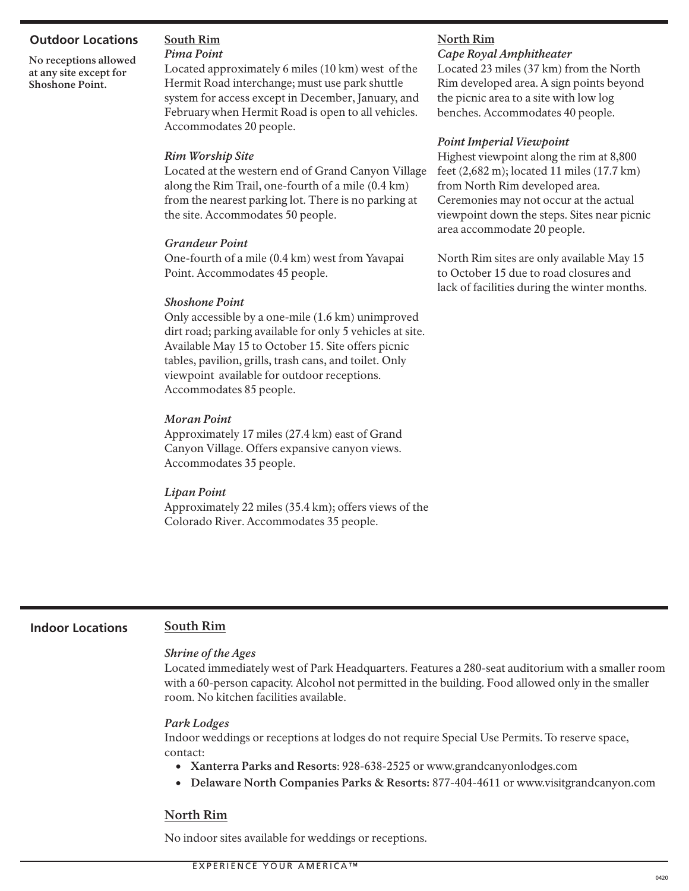## Outdoor Locations

**No receptions allowed at any site except for Shoshone Point.**

### South Rim

***Pima Point***

Located approximately 6 miles (10 km) west of the Hermit Road interchange; must use park shuttle system for access except in December, January, and February when Hermit Road is open to all vehicles. Accommodates 20 people.

***Rim Worship Site***

Located at the western end of Grand Canyon Village along the Rim Trail, one-fourth of a mile (0.4 km) from the nearest parking lot. There is no parking at the site. Accommodates 50 people.

***Grandeur Point***

One-fourth of a mile (0.4 km) west from Yavapai Point. Accommodates 45 people.

***Shoshone Point***

Only accessible by a one-mile (1.6 km) unimproved dirt road; parking available for only 5 vehicles at site. Available May 15 to October 15. Site offers picnic tables, pavilion, grills, trash cans, and toilet. Only viewpoint available for outdoor receptions. Accommodates 85 people.

***Moran Point***

Approximately 17 miles (27.4 km) east of Grand Canyon Village. Offers expansive canyon views. Accommodates 35 people.

***Lipan Point***

Approximately 22 miles (35.4 km); offers views of the Colorado River. Accommodates 35 people.

### North Rim

***Cape Royal Amphitheater***

Located 23 miles (37 km) from the North Rim developed area. A sign points beyond the picnic area to a site with low log benches. Accommodates 40 people.

***Point Imperial Viewpoint***

Highest viewpoint along the rim at 8,800 feet (2,682 m); located 11 miles (17.7 km) from North Rim developed area. Ceremonies may not occur at the actual viewpoint down the steps. Sites near picnic area accommodate 20 people.

North Rim sites are only available May 15 to October 15 due to road closures and lack of facilities during the winter months.

## Indoor Locations

### South Rim

***Shrine of the Ages***

Located immediately west of Park Headquarters. Features a 280-seat auditorium with a smaller room with a 60-person capacity. Alcohol not permitted in the building. Food allowed only in the smaller room. No kitchen facilities available.

***Park Lodges***

Indoor weddings or receptions at lodges do not require Special Use Permits. To reserve space, contact:

- **Xanterra Parks and Resorts**: 928-638-2525 or www.grandcanyonlodges.com
- **Delaware North Companies Parks & Resorts:** 877-404-4611 or www.visitgrandcanyon.com

### North Rim

No indoor sites available for weddings or receptions.